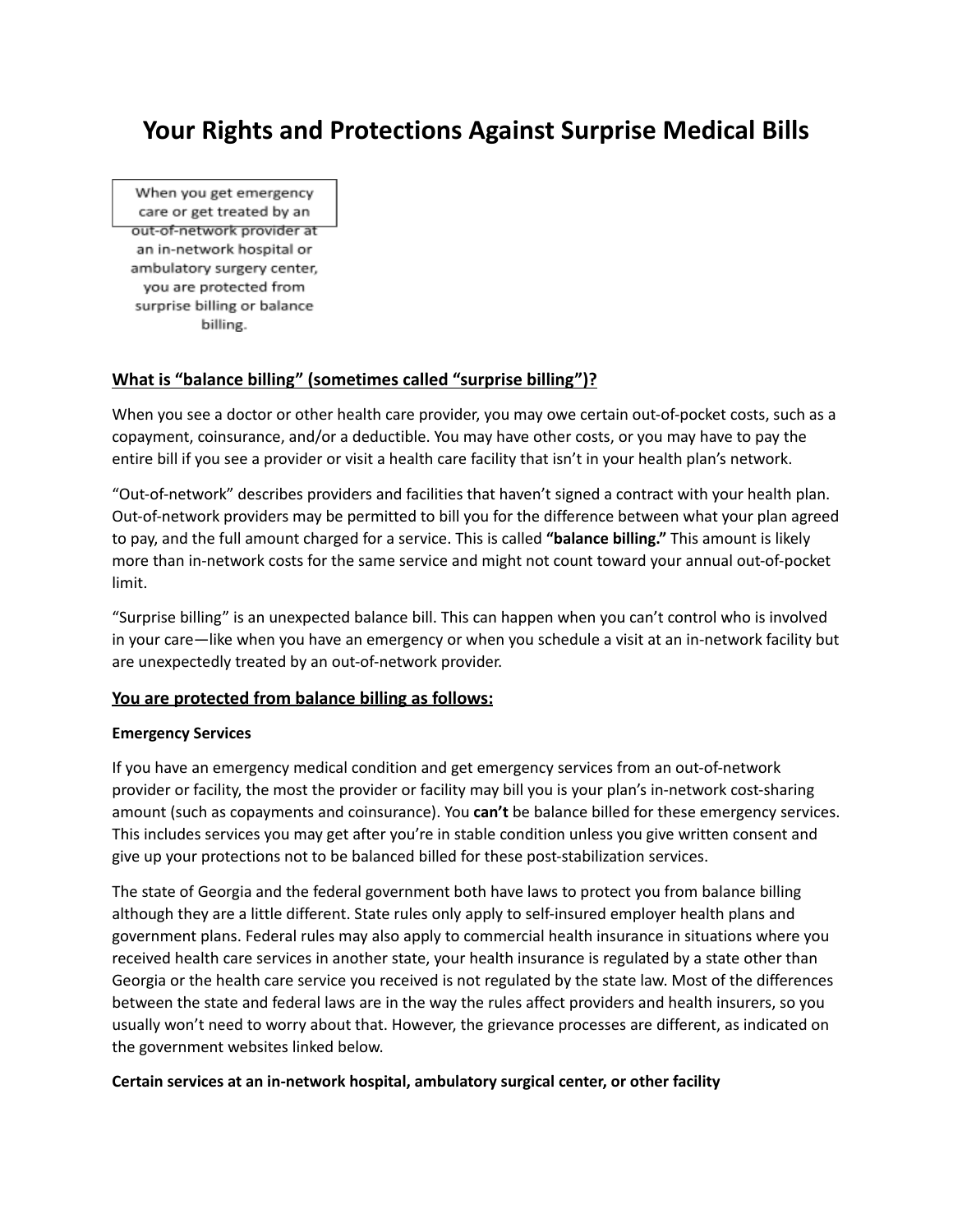# Your Rights and Protections Against Surprise Medical Bills

When you get emergency care or get treated by an out-of-network provider at an in-network hospital or ambulatory surgery center, you are protected from surprise billing or balance billing.

## What is "balance billing" (sometimes called "surprise billing")?

When you see a doctor or other health care provider, you may owe certain out-of-pocket costs, such as a copayment, coinsurance, and/or a deductible. You may have other costs, or you may have to pay the entire bill if you see a provider or visit a health care facility that isn't in your health plan's network.

"Out-of-network" describes providers and facilities that haven't signed a contract with your health plan. Out-of-network providers may be permitted to bill you for the difference between what your plan agreed to pay, and the full amount charged for a service. This is called **"balance billing."** This amount is likely more than in-network costs for the same service and might not count toward your annual out-of-pocket limit.

"Surprise billing" is an unexpected balance bill. This can happen when you can't control who is involved in your care—like when you have an emergency or when you schedule a visit at an in-network facility but are unexpectedly treated by an out-of-network provider.

## You are protected from balance billing as follows:

### Emergency Services

If you have an emergency medical condition and get emergency services from an out-of-network provider or facility, the most the provider or facility may bill you is your plan's in-network cost-sharing amount (such as copayments and coinsurance). You **can't** be balance billed for these emergency services. This includes services you may get after you're in stable condition unless you give written consent and give up your protections not to be balanced billed for these post-stabilization services.

The state of Georgia and the federal government both have laws to protect you from balance billing although they are a little different. State rules only apply to self-insured employer health plans and government plans. Federal rules may also apply to commercial health insurance in situations where you received health care services in another state, your health insurance is regulated by a state other than Georgia or the health care service you received is not regulated by the state law. Most of the differences between the state and federal laws are in the way the rules affect providers and health insurers, so you usually won't need to worry about that. However, the grievance processes are different, as indicated on the government websites linked below.

### Certain services at an in-network hospital, ambulatory surgical center, or other facility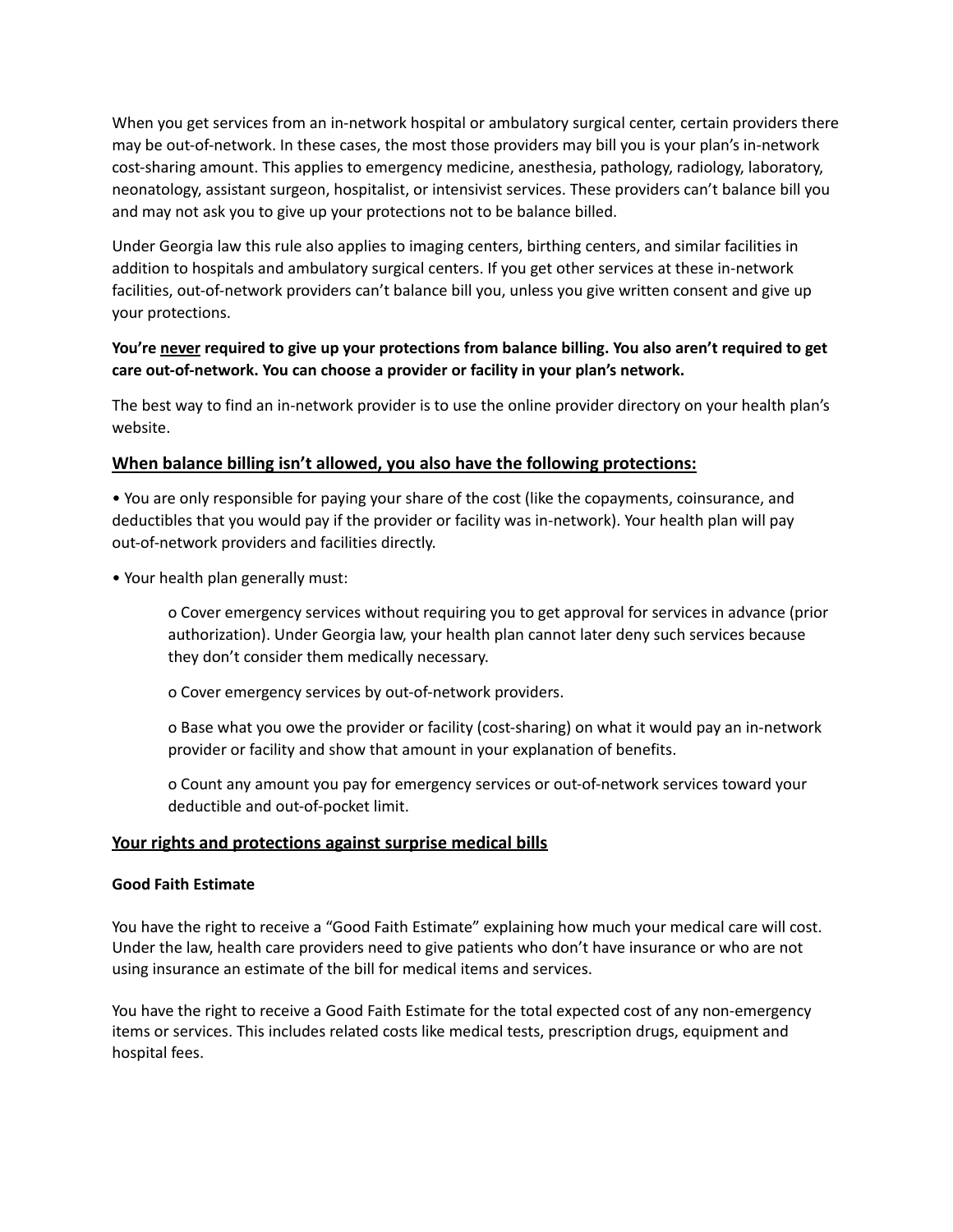When you get services from an in-network hospital or ambulatory surgical center, certain providers there may be out-of-network. In these cases, the most those providers may bill you is your plan's in-network cost-sharing amount. This applies to emergency medicine, anesthesia, pathology, radiology, laboratory, neonatology, assistant surgeon, hospitalist, or intensivist services. These providers can't balance bill you and may not ask you to give up your protections not to be balance billed.

Under Georgia law this rule also applies to imaging centers, birthing centers, and similar facilities in addition to hospitals and ambulatory surgical centers. If you get other services at these in-network facilities, out-of-network providers can't balance bill you, unless you give written consent and give up your protections.

**You're <u>never</u> required to give up your protections from balance billing. You also aren't required to get care out-of-network. You can choose a provider or facility in your plan's network.**

The best way to find an in-network provider is to use the online provider directory on your health plan's website.

## <u>When balance billing isn't allowed, you also have the following protections:</u>

- You are only responsible for paying your share of the cost (like the copayments, coinsurance, and deductibles that you would pay if the provider or facility was in-network). Your health plan will pay out-of-network providers and facilities directly.
- Your health plan generally must:
    - Cover emergency services without requiring you to get approval for services in advance (prior authorization). Under Georgia law, your health plan cannot later deny such services because they don't consider them medically necessary.
    - Cover emergency services by out-of-network providers.
    - Base what you owe the provider or facility (cost-sharing) on what it would pay an in-network provider or facility and show that amount in your explanation of benefits.
    - Count any amount you pay for emergency services or out-of-network services toward your deductible and out-of-pocket limit.

## <u>Your rights and protections against surprise medical bills</u>

### Good Faith Estimate

You have the right to receive a "Good Faith Estimate" explaining how much your medical care will cost. Under the law, health care providers need to give patients who don't have insurance or who are not using insurance an estimate of the bill for medical items and services.

You have the right to receive a Good Faith Estimate for the total expected cost of any non-emergency items or services. This includes related costs like medical tests, prescription drugs, equipment and hospital fees.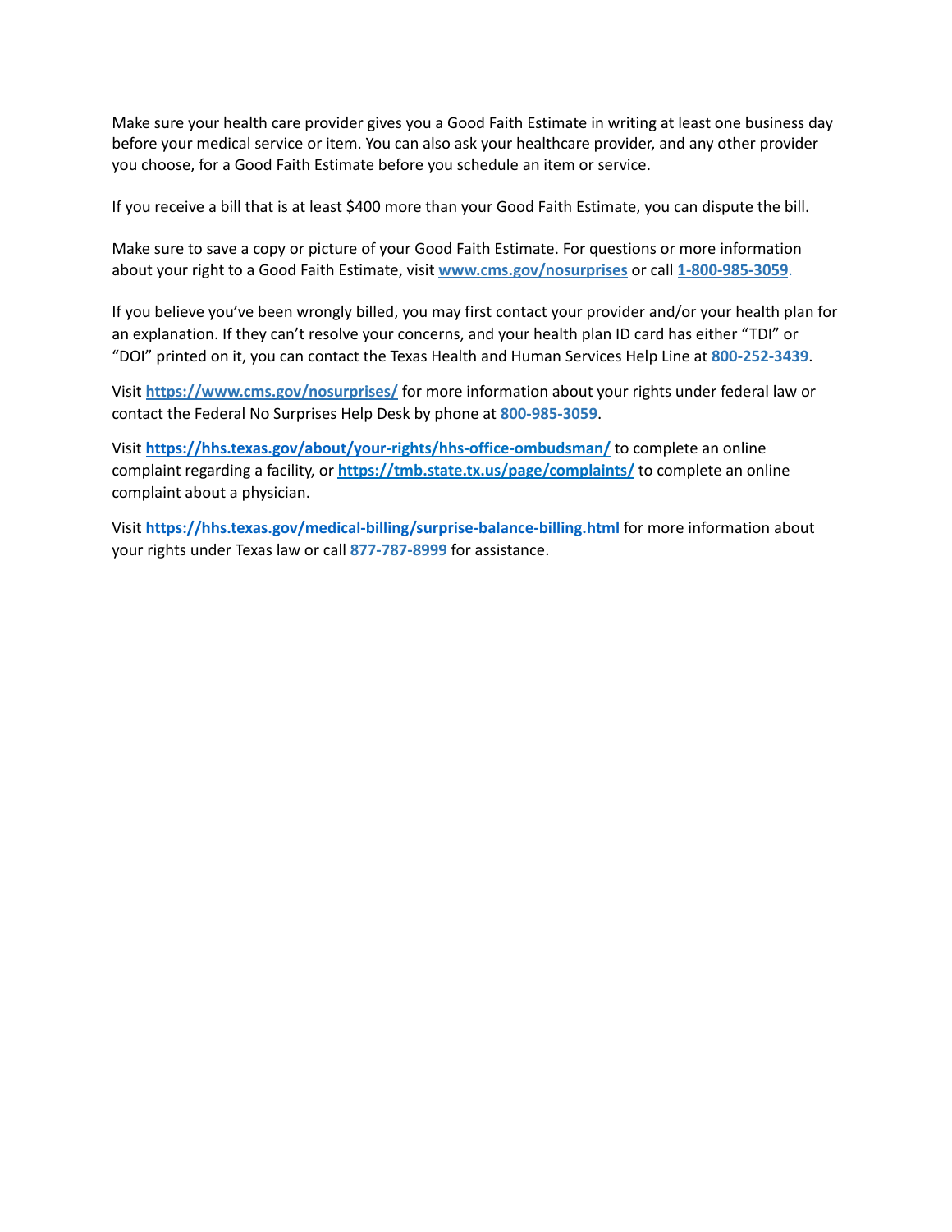Make sure your health care provider gives you a Good Faith Estimate in writing at least one business day before your medical service or item. You can also ask your healthcare provider, and any other provider you choose, for a Good Faith Estimate before you schedule an item or service.

If you receive a bill that is at least $400 more than your Good Faith Estimate, you can dispute the bill.

Make sure to save a copy or picture of your Good Faith Estimate. For questions or more information about your right to a Good Faith Estimate, visit **www.cms.gov/nosurprises** or call **1-800-985-3059**.

If you believe you've been wrongly billed, you may first contact your provider and/or your health plan for an explanation. If they can't resolve your concerns, and your health plan ID card has either "TDI" or "DOI" printed on it, you can contact the Texas Health and Human Services Help Line at **800-252-3439**.

Visit **https://www.cms.gov/nosurprises/** for more information about your rights under federal law or contact the Federal No Surprises Help Desk by phone at **800-985-3059**.

Visit **https://hhs.texas.gov/about/your-rights/hhs-office-ombudsman/** to complete an online complaint regarding a facility, or **https://tmb.state.tx.us/page/complaints/** to complete an online complaint about a physician.

Visit **https://hhs.texas.gov/medical-billing/surprise-balance-billing.html** for more information about your rights under Texas law or call **877-787-8999** for assistance.